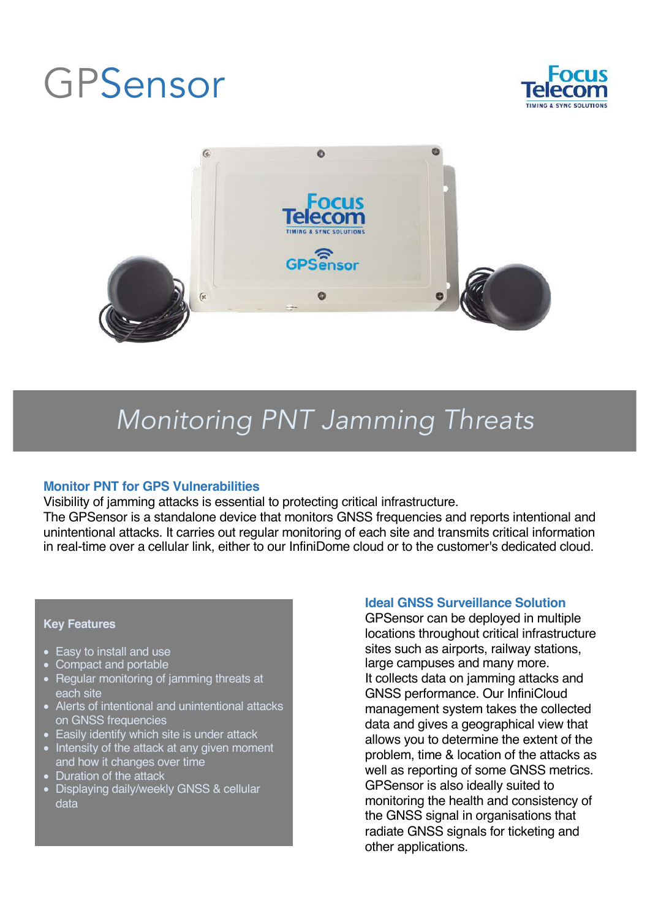# GPSensor

Focus Telecom
TIMING & SYNC SOLUTIONS

## Monitoring PNT Jamming Threats

### Monitor PNT for GPS Vulnerabilities

Visibility of jamming attacks is essential to protecting critical infrastructure.
The GPSensor is a standalone device that monitors GNSS frequencies and reports intentional and unintentional attacks. It carries out regular monitoring of each site and transmits critical information in real-time over a cellular link, either to our InfiniDome cloud or to the customer's dedicated cloud.

### Key Features

- Easy to install and use
- Compact and portable
- Regular monitoring of jamming threats at each site
- Alerts of intentional and unintentional attacks on GNSS frequencies
- Easily identify which site is under attack
- Intensity of the attack at any given moment and how it changes over time
- Duration of the attack
- Displaying daily/weekly GNSS & cellular data

### Ideal GNSS Surveillance Solution

GPSensor can be deployed in multiple locations throughout critical infrastructure sites such as airports, railway stations, large campuses and many more.
It collects data on jamming attacks and GNSS performance. Our InfiniCloud management system takes the collected data and gives a geographical view that allows you to determine the extent of the problem, time & location of the attacks as well as reporting of some GNSS metrics.
GPSensor is also ideally suited to monitoring the health and consistency of the GNSS signal in organisations that radiate GNSS signals for ticketing and other applications.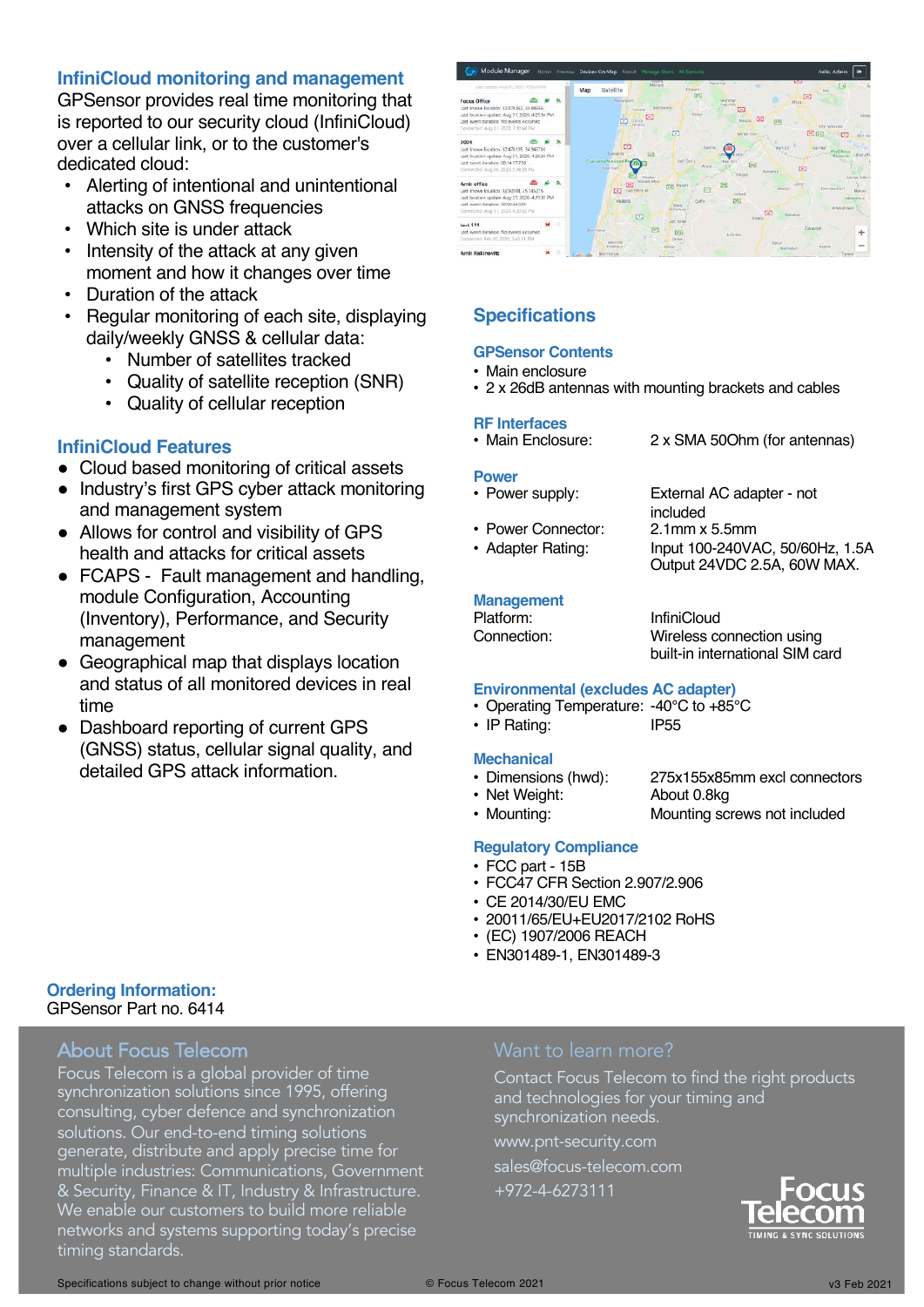## InfiniCloud monitoring and management

GPSensor provides real time monitoring that is reported to our security cloud (InfiniCloud) over a cellular link, or to the customer's dedicated cloud:

- Alerting of intentional and unintentional attacks on GNSS frequencies
- Which site is under attack
- Intensity of the attack at any given moment and how it changes over time
- Duration of the attack
- Regular monitoring of each site, displaying daily/weekly GNSS & cellular data:
  - Number of satellites tracked
  - Quality of satellite reception (SNR)
  - Quality of cellular reception

## InfiniCloud Features

- Cloud based monitoring of critical assets
- Industry's first GPS cyber attack monitoring and management system
- Allows for control and visibility of GPS health and attacks for critical assets
- FCAPS - Fault management and handling, module Configuration, Accounting (Inventory), Performance, and Security management
- Geographical map that displays location and status of all monitored devices in real time
- Dashboard reporting of current GPS (GNSS) status, cellular signal quality, and detailed GPS attack information.

## Specifications

### GPSensor Contents

- Main enclosure
- 2 x 26dB antennas with mounting brackets and cables

### RF Interfaces

- Main Enclosure: 2 x SMA 50Ohm (for antennas)

### Power

- Power supply: External AC adapter - not included
- Power Connector: 2.1mm x 5.5mm
- Adapter Rating: Input 100-240VAC, 50/60Hz, 1.5A; Output 24VDC 2.5A, 60W MAX.

### Management

Platform: InfiniCloud

Connection: Wireless connection using built-in international SIM card

### Environmental (excludes AC adapter)

- Operating Temperature: -40°C to +85°C
- IP Rating: IP55

### Mechanical

- Dimensions (hwd): 275x155x85mm excl connectors
- Net Weight: About 0.8kg
- Mounting: Mounting screws not included

### Regulatory Compliance

- FCC part - 15B
- FCC47 CFR Section 2.907/2.906
- CE 2014/30/EU EMC
- 20011/65/EU+EU2017/2102 RoHS
- (EC) 1907/2006 REACH
- EN301489-1, EN301489-3

### Ordering Information:

GPSensor Part no. 6414

## About Focus Telecom

Focus Telecom is a global provider of time synchronization solutions since 1995, offering consulting, cyber defence and synchronization solutions. Our end-to-end timing solutions generate, distribute and apply precise time for multiple industries: Communications, Government & Security, Finance & IT, Industry & Infrastructure. We enable our customers to build more reliable networks and systems supporting today's precise timing standards.

## Want to learn more?

Contact Focus Telecom to find the right products and technologies for your timing and synchronization needs.

www.pnt-security.com

sales@focus-telecom.com

+972-4-6273111

Focus Telecom
TIMING & SYNC SOLUTIONS

Specifications subject to change without prior notice | © Focus Telecom 2021 | v3 Feb 2021